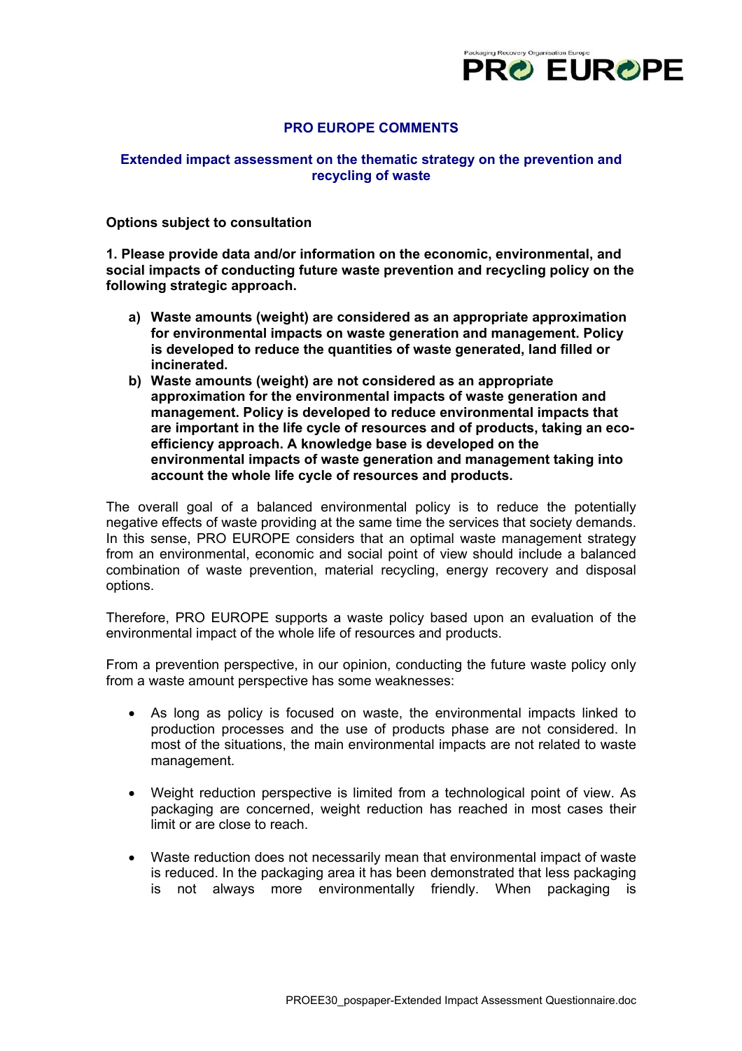# PRO EUROPE COMMENTS

## Extended impact assessment on the thematic strategy on the prevention and recycling of waste

**Options subject to consultation**

**1. Please provide data and/or information on the economic, environmental, and social impacts of conducting future waste prevention and recycling policy on the following strategic approach.**

> **a) Waste amounts (weight) are considered as an appropriate approximation for environmental impacts on waste generation and management. Policy is developed to reduce the quantities of waste generated, land filled or incinerated.**
>
> **b) Waste amounts (weight) are not considered as an appropriate approximation for the environmental impacts of waste generation and management. Policy is developed to reduce environmental impacts that are important in the life cycle of resources and of products, taking an eco-efficiency approach. A knowledge base is developed on the environmental impacts of waste generation and management taking into account the whole life cycle of resources and products.**

The overall goal of a balanced environmental policy is to reduce the potentially negative effects of waste providing at the same time the services that society demands. In this sense, PRO EUROPE considers that an optimal waste management strategy from an environmental, economic and social point of view should include a balanced combination of waste prevention, material recycling, energy recovery and disposal options.

Therefore, PRO EUROPE supports a waste policy based upon an evaluation of the environmental impact of the whole life of resources and products.

From a prevention perspective, in our opinion, conducting the future waste policy only from a waste amount perspective has some weaknesses:

- As long as policy is focused on waste, the environmental impacts linked to production processes and the use of products phase are not considered. In most of the situations, the main environmental impacts are not related to waste management.

- Weight reduction perspective is limited from a technological point of view. As packaging are concerned, weight reduction has reached in most cases their limit or are close to reach.

- Waste reduction does not necessarily mean that environmental impact of waste is reduced. In the packaging area it has been demonstrated that less packaging is not always more environmentally friendly. When packaging is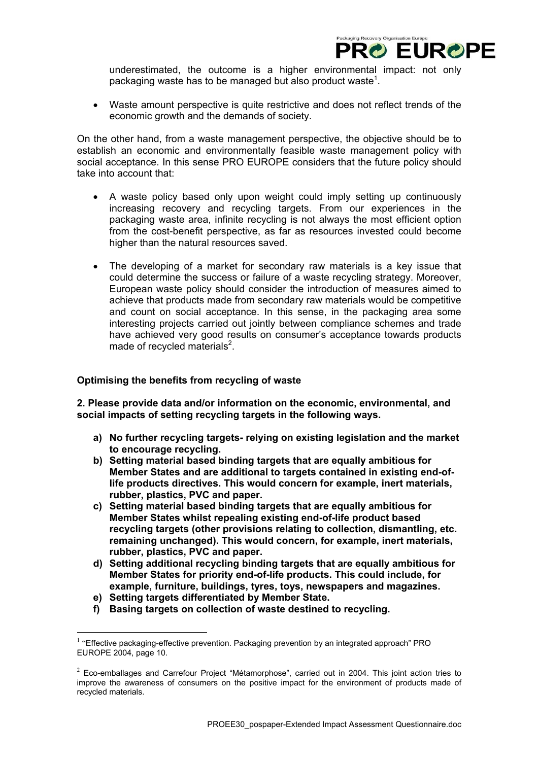underestimated, the outcome is a higher environmental impact: not only packaging waste has to be managed but also product waste[1].

- Waste amount perspective is quite restrictive and does not reflect trends of the economic growth and the demands of society.

On the other hand, from a waste management perspective, the objective should be to establish an economic and environmentally feasible waste management policy with social acceptance. In this sense PRO EUROPE considers that the future policy should take into account that:

- A waste policy based only upon weight could imply setting up continuously increasing recovery and recycling targets. From our experiences in the packaging waste area, infinite recycling is not always the most efficient option from the cost-benefit perspective, as far as resources invested could become higher than the natural resources saved.

- The developing of a market for secondary raw materials is a key issue that could determine the success or failure of a waste recycling strategy. Moreover, European waste policy should consider the introduction of measures aimed to achieve that products made from secondary raw materials would be competitive and count on social acceptance. In this sense, in the packaging area some interesting projects carried out jointly between compliance schemes and trade have achieved very good results on consumer's acceptance towards products made of recycled materials[2].

**Optimising the benefits from recycling of waste**

**2. Please provide data and/or information on the economic, environmental, and social impacts of setting recycling targets in the following ways.**

- **a) No further recycling targets- relying on existing legislation and the market to encourage recycling.**
- **b) Setting material based binding targets that are equally ambitious for Member States and are additional to targets contained in existing end-of-life products directives. This would concern for example, inert materials, rubber, plastics, PVC and paper.**
- **c) Setting material based binding targets that are equally ambitious for Member States whilst repealing existing end-of-life product based recycling targets (other provisions relating to collection, dismantling, etc. remaining unchanged). This would concern, for example, inert materials, rubber, plastics, PVC and paper.**
- **d) Setting additional recycling binding targets that are equally ambitious for Member States for priority end-of-life products. This could include, for example, furniture, buildings, tyres, toys, newspapers and magazines.**
- **e) Setting targets differentiated by Member State.**
- **f) Basing targets on collection of waste destined to recycling.**

---

[1] "Effective packaging-effective prevention. Packaging prevention by an integrated approach" PRO EUROPE 2004, page 10.

[2] Eco-emballages and Carrefour Project "Métamorphose", carried out in 2004. This joint action tries to improve the awareness of consumers on the positive impact for the environment of products made of recycled materials.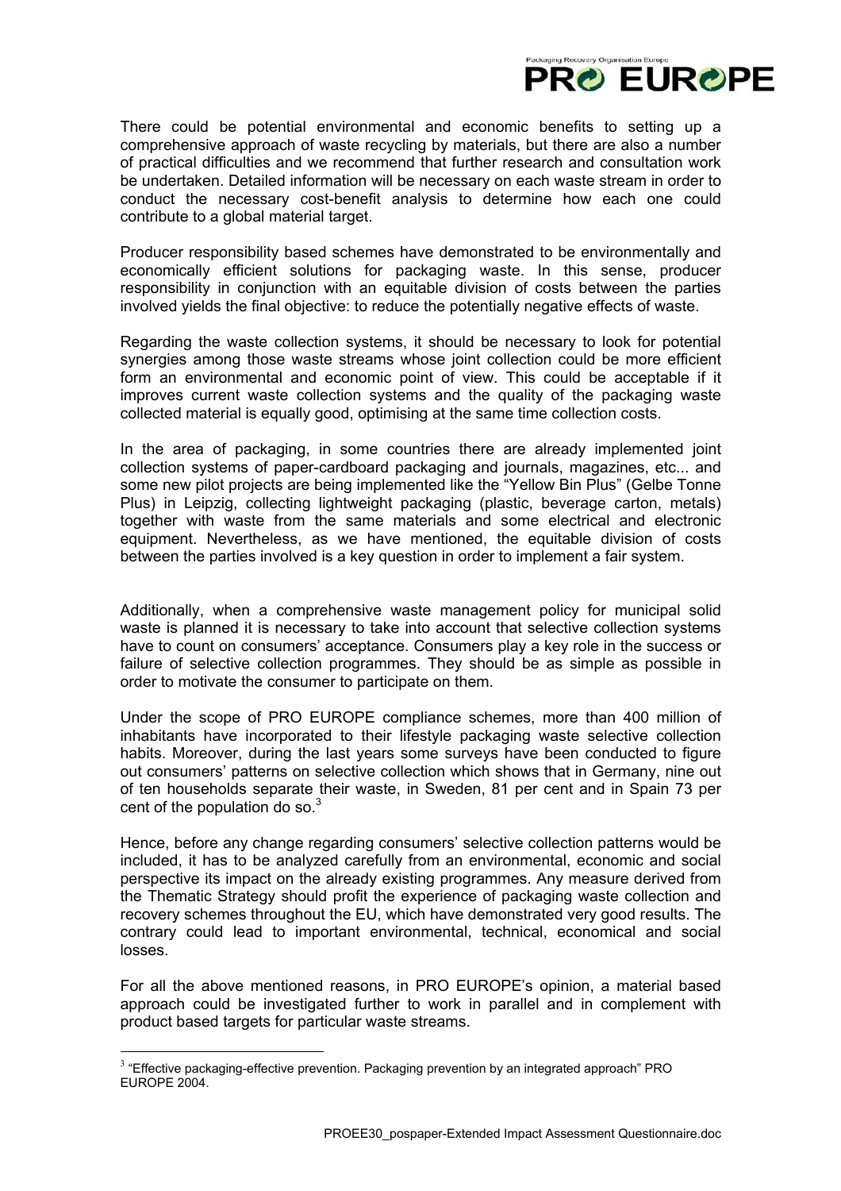There could be potential environmental and economic benefits to setting up a comprehensive approach of waste recycling by materials, but there are also a number of practical difficulties and we recommend that further research and consultation work be undertaken. Detailed information will be necessary on each waste stream in order to conduct the necessary cost-benefit analysis to determine how each one could contribute to a global material target.

Producer responsibility based schemes have demonstrated to be environmentally and economically efficient solutions for packaging waste. In this sense, producer responsibility in conjunction with an equitable division of costs between the parties involved yields the final objective: to reduce the potentially negative effects of waste.

Regarding the waste collection systems, it should be necessary to look for potential synergies among those waste streams whose joint collection could be more efficient form an environmental and economic point of view. This could be acceptable if it improves current waste collection systems and the quality of the packaging waste collected material is equally good, optimising at the same time collection costs.

In the area of packaging, in some countries there are already implemented joint collection systems of paper-cardboard packaging and journals, magazines, etc... and some new pilot projects are being implemented like the "Yellow Bin Plus" (Gelbe Tonne Plus) in Leipzig, collecting lightweight packaging (plastic, beverage carton, metals) together with waste from the same materials and some electrical and electronic equipment. Nevertheless, as we have mentioned, the equitable division of costs between the parties involved is a key question in order to implement a fair system.

Additionally, when a comprehensive waste management policy for municipal solid waste is planned it is necessary to take into account that selective collection systems have to count on consumers' acceptance. Consumers play a key role in the success or failure of selective collection programmes. They should be as simple as possible in order to motivate the consumer to participate on them.

Under the scope of PRO EUROPE compliance schemes, more than 400 million of inhabitants have incorporated to their lifestyle packaging waste selective collection habits. Moreover, during the last years some surveys have been conducted to figure out consumers' patterns on selective collection which shows that in Germany, nine out of ten households separate their waste, in Sweden, 81 per cent and in Spain 73 per cent of the population do so.[3]

Hence, before any change regarding consumers' selective collection patterns would be included, it has to be analyzed carefully from an environmental, economic and social perspective its impact on the already existing programmes. Any measure derived from the Thematic Strategy should profit the experience of packaging waste collection and recovery schemes throughout the EU, which have demonstrated very good results. The contrary could lead to important environmental, technical, economical and social losses.

For all the above mentioned reasons, in PRO EUROPE's opinion, a material based approach could be investigated further to work in parallel and in complement with product based targets for particular waste streams.

---

[3] "Effective packaging-effective prevention. Packaging prevention by an integrated approach" PRO EUROPE 2004.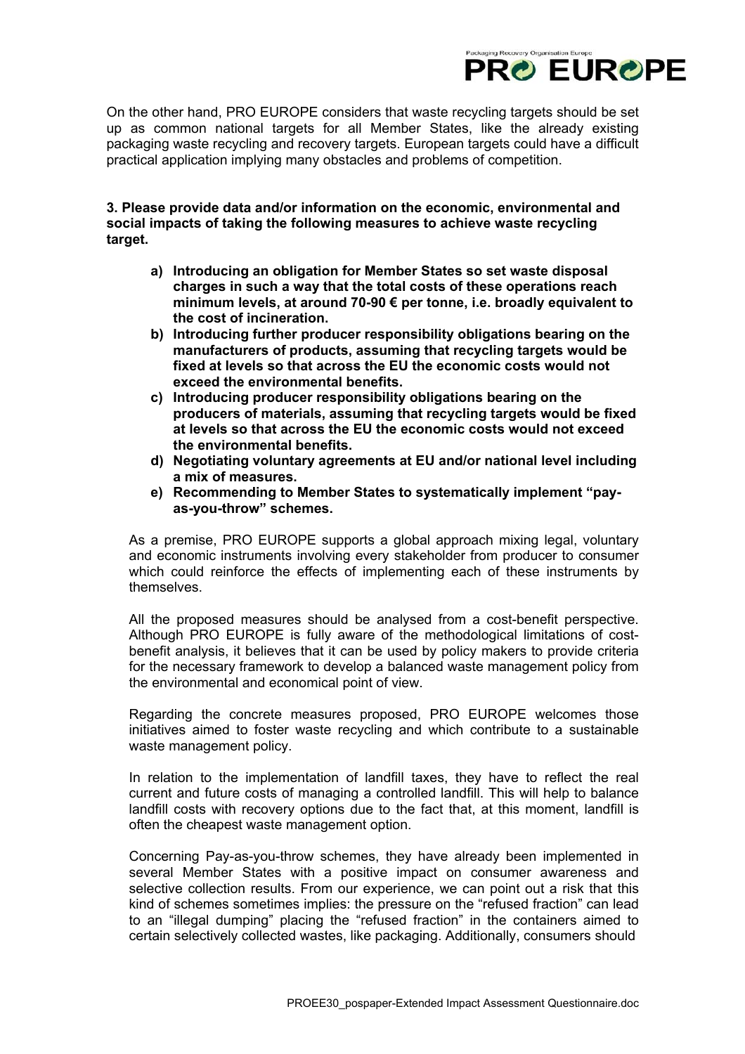On the other hand, PRO EUROPE considers that waste recycling targets should be set up as common national targets for all Member States, like the already existing packaging waste recycling and recovery targets. European targets could have a difficult practical application implying many obstacles and problems of competition.

**3. Please provide data and/or information on the economic, environmental and social impacts of taking the following measures to achieve waste recycling target.**

- **a) Introducing an obligation for Member States so set waste disposal charges in such a way that the total costs of these operations reach minimum levels, at around 70-90 € per tonne, i.e. broadly equivalent to the cost of incineration.**
- **b) Introducing further producer responsibility obligations bearing on the manufacturers of products, assuming that recycling targets would be fixed at levels so that across the EU the economic costs would not exceed the environmental benefits.**
- **c) Introducing producer responsibility obligations bearing on the producers of materials, assuming that recycling targets would be fixed at levels so that across the EU the economic costs would not exceed the environmental benefits.**
- **d) Negotiating voluntary agreements at EU and/or national level including a mix of measures.**
- **e) Recommending to Member States to systematically implement "pay-as-you-throw" schemes.**

As a premise, PRO EUROPE supports a global approach mixing legal, voluntary and economic instruments involving every stakeholder from producer to consumer which could reinforce the effects of implementing each of these instruments by themselves.

All the proposed measures should be analysed from a cost-benefit perspective. Although PRO EUROPE is fully aware of the methodological limitations of cost-benefit analysis, it believes that it can be used by policy makers to provide criteria for the necessary framework to develop a balanced waste management policy from the environmental and economical point of view.

Regarding the concrete measures proposed, PRO EUROPE welcomes those initiatives aimed to foster waste recycling and which contribute to a sustainable waste management policy.

In relation to the implementation of landfill taxes, they have to reflect the real current and future costs of managing a controlled landfill. This will help to balance landfill costs with recovery options due to the fact that, at this moment, landfill is often the cheapest waste management option.

Concerning Pay-as-you-throw schemes, they have already been implemented in several Member States with a positive impact on consumer awareness and selective collection results. From our experience, we can point out a risk that this kind of schemes sometimes implies: the pressure on the "refused fraction" can lead to an "illegal dumping" placing the "refused fraction" in the containers aimed to certain selectively collected wastes, like packaging. Additionally, consumers should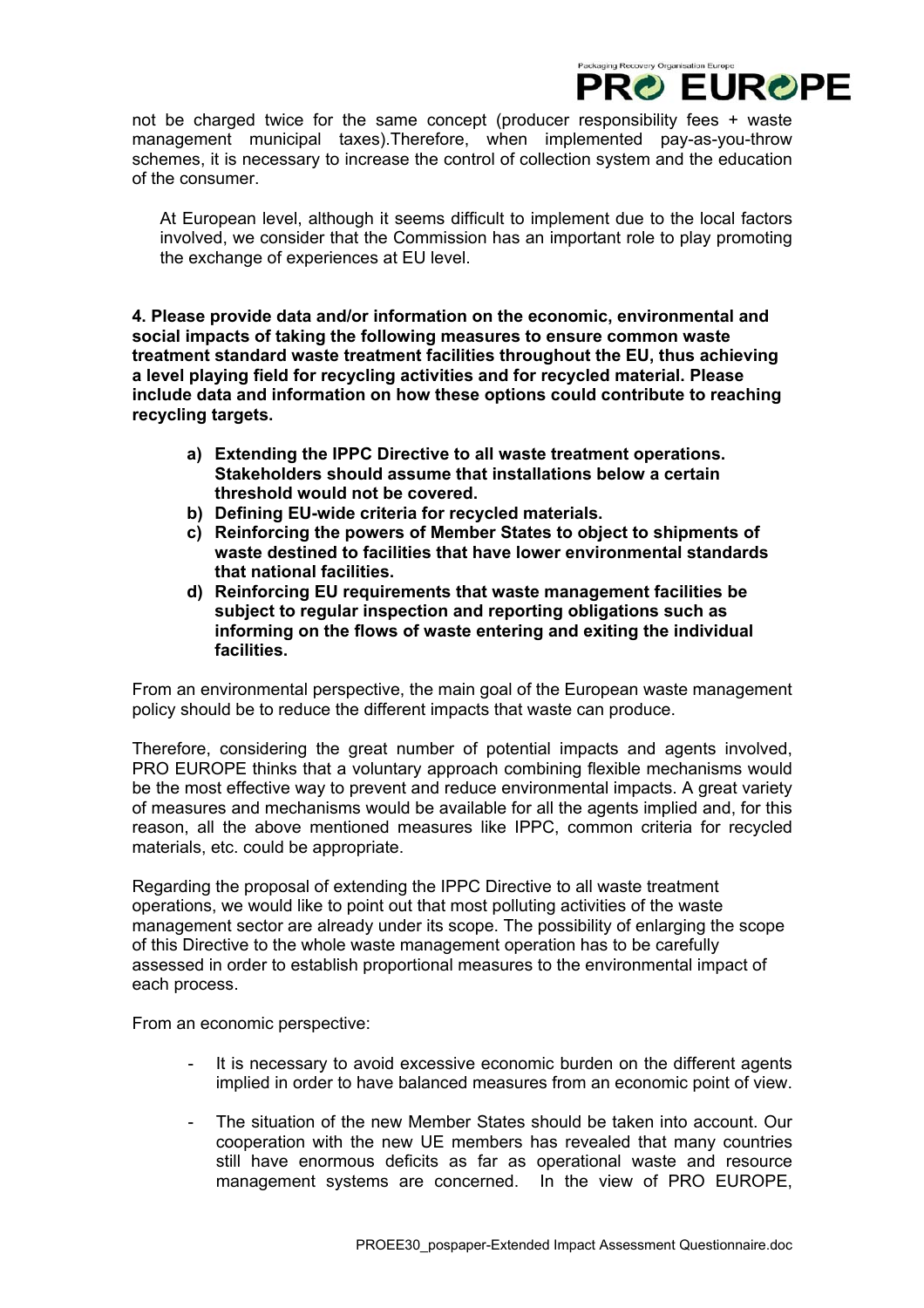not be charged twice for the same concept (producer responsibility fees + waste management municipal taxes).Therefore, when implemented pay-as-you-throw schemes, it is necessary to increase the control of collection system and the education of the consumer.

At European level, although it seems difficult to implement due to the local factors involved, we consider that the Commission has an important role to play promoting the exchange of experiences at EU level.

**4. Please provide data and/or information on the economic, environmental and social impacts of taking the following measures to ensure common waste treatment standard waste treatment facilities throughout the EU, thus achieving a level playing field for recycling activities and for recycled material. Please include data and information on how these options could contribute to reaching recycling targets.**

**a) Extending the IPPC Directive to all waste treatment operations. Stakeholders should assume that installations below a certain threshold would not be covered.**
**b) Defining EU-wide criteria for recycled materials.**
**c) Reinforcing the powers of Member States to object to shipments of waste destined to facilities that have lower environmental standards that national facilities.**
**d) Reinforcing EU requirements that waste management facilities be subject to regular inspection and reporting obligations such as informing on the flows of waste entering and exiting the individual facilities.**

From an environmental perspective, the main goal of the European waste management policy should be to reduce the different impacts that waste can produce.

Therefore, considering the great number of potential impacts and agents involved, PRO EUROPE thinks that a voluntary approach combining flexible mechanisms would be the most effective way to prevent and reduce environmental impacts. A great variety of measures and mechanisms would be available for all the agents implied and, for this reason, all the above mentioned measures like IPPC, common criteria for recycled materials, etc. could be appropriate.

Regarding the proposal of extending the IPPC Directive to all waste treatment operations, we would like to point out that most polluting activities of the waste management sector are already under its scope. The possibility of enlarging the scope of this Directive to the whole waste management operation has to be carefully assessed in order to establish proportional measures to the environmental impact of each process.

From an economic perspective:

- It is necessary to avoid excessive economic burden on the different agents implied in order to have balanced measures from an economic point of view.

- The situation of the new Member States should be taken into account. Our cooperation with the new UE members has revealed that many countries still have enormous deficits as far as operational waste and resource management systems are concerned. In the view of PRO EUROPE,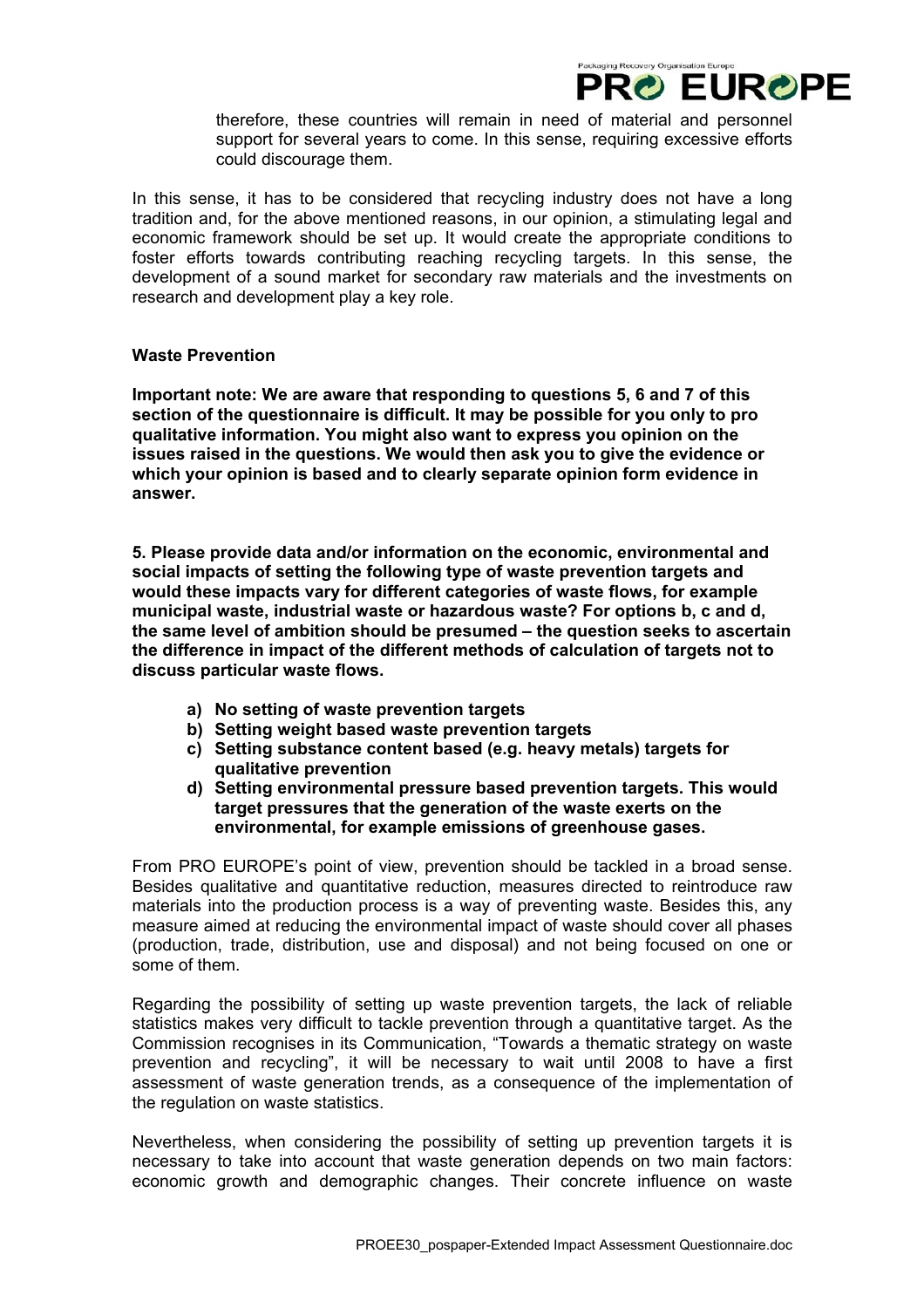therefore, these countries will remain in need of material and personnel support for several years to come. In this sense, requiring excessive efforts could discourage them.

In this sense, it has to be considered that recycling industry does not have a long tradition and, for the above mentioned reasons, in our opinion, a stimulating legal and economic framework should be set up. It would create the appropriate conditions to foster efforts towards contributing reaching recycling targets. In this sense, the development of a sound market for secondary raw materials and the investments on research and development play a key role.

**Waste Prevention**

**Important note: We are aware that responding to questions 5, 6 and 7 of this section of the questionnaire is difficult. It may be possible for you only to pro qualitative information. You might also want to express you opinion on the issues raised in the questions. We would then ask you to give the evidence or which your opinion is based and to clearly separate opinion form evidence in answer.**

**5. Please provide data and/or information on the economic, environmental and social impacts of setting the following type of waste prevention targets and would these impacts vary for different categories of waste flows, for example municipal waste, industrial waste or hazardous waste? For options b, c and d, the same level of ambition should be presumed – the question seeks to ascertain the difference in impact of the different methods of calculation of targets not to discuss particular waste flows.**

- **a) No setting of waste prevention targets**
- **b) Setting weight based waste prevention targets**
- **c) Setting substance content based (e.g. heavy metals) targets for qualitative prevention**
- **d) Setting environmental pressure based prevention targets. This would target pressures that the generation of the waste exerts on the environmental, for example emissions of greenhouse gases.**

From PRO EUROPE's point of view, prevention should be tackled in a broad sense. Besides qualitative and quantitative reduction, measures directed to reintroduce raw materials into the production process is a way of preventing waste. Besides this, any measure aimed at reducing the environmental impact of waste should cover all phases (production, trade, distribution, use and disposal) and not being focused on one or some of them.

Regarding the possibility of setting up waste prevention targets, the lack of reliable statistics makes very difficult to tackle prevention through a quantitative target. As the Commission recognises in its Communication, "Towards a thematic strategy on waste prevention and recycling", it will be necessary to wait until 2008 to have a first assessment of waste generation trends, as a consequence of the implementation of the regulation on waste statistics.

Nevertheless, when considering the possibility of setting up prevention targets it is necessary to take into account that waste generation depends on two main factors: economic growth and demographic changes. Their concrete influence on waste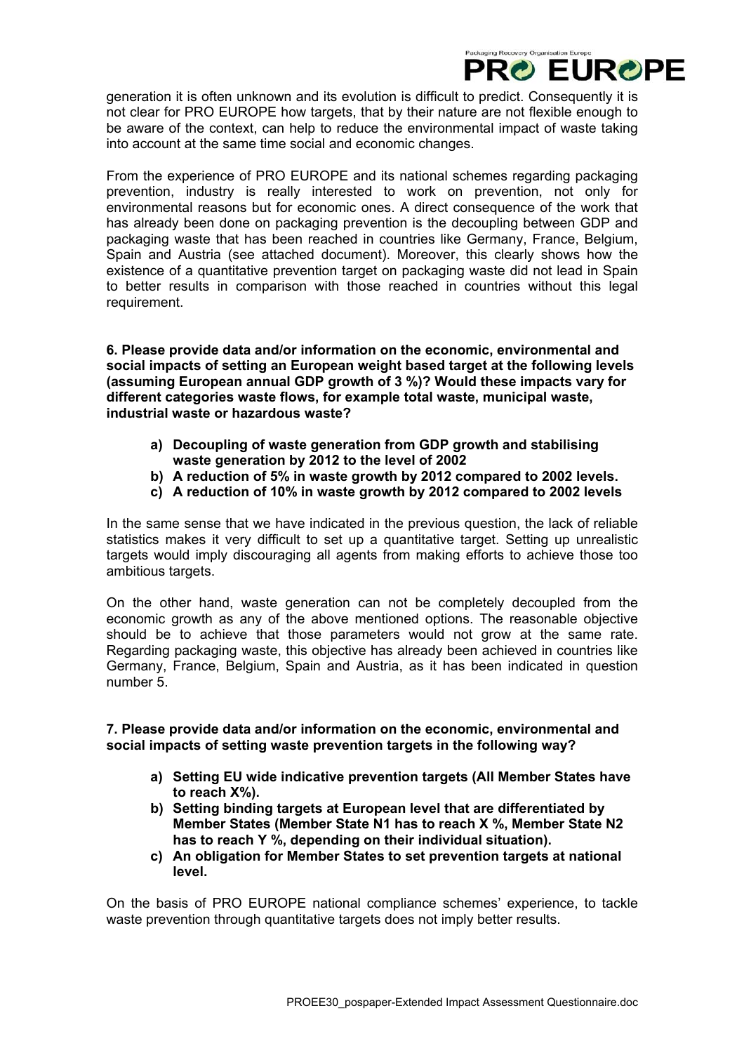generation it is often unknown and its evolution is difficult to predict. Consequently it is not clear for PRO EUROPE how targets, that by their nature are not flexible enough to be aware of the context, can help to reduce the environmental impact of waste taking into account at the same time social and economic changes.

From the experience of PRO EUROPE and its national schemes regarding packaging prevention, industry is really interested to work on prevention, not only for environmental reasons but for economic ones. A direct consequence of the work that has already been done on packaging prevention is the decoupling between GDP and packaging waste that has been reached in countries like Germany, France, Belgium, Spain and Austria (see attached document). Moreover, this clearly shows how the existence of a quantitative prevention target on packaging waste did not lead in Spain to better results in comparison with those reached in countries without this legal requirement.

**6. Please provide data and/or information on the economic, environmental and social impacts of setting an European weight based target at the following levels (assuming European annual GDP growth of 3 %)? Would these impacts vary for different categories waste flows, for example total waste, municipal waste, industrial waste or hazardous waste?**

- **a) Decoupling of waste generation from GDP growth and stabilising waste generation by 2012 to the level of 2002**
- **b) A reduction of 5% in waste growth by 2012 compared to 2002 levels.**
- **c) A reduction of 10% in waste growth by 2012 compared to 2002 levels**

In the same sense that we have indicated in the previous question, the lack of reliable statistics makes it very difficult to set up a quantitative target. Setting up unrealistic targets would imply discouraging all agents from making efforts to achieve those too ambitious targets.

On the other hand, waste generation can not be completely decoupled from the economic growth as any of the above mentioned options. The reasonable objective should be to achieve that those parameters would not grow at the same rate. Regarding packaging waste, this objective has already been achieved in countries like Germany, France, Belgium, Spain and Austria, as it has been indicated in question number 5.

**7. Please provide data and/or information on the economic, environmental and social impacts of setting waste prevention targets in the following way?**

- **a) Setting EU wide indicative prevention targets (All Member States have to reach X%).**
- **b) Setting binding targets at European level that are differentiated by Member States (Member State N1 has to reach X %, Member State N2 has to reach Y %, depending on their individual situation).**
- **c) An obligation for Member States to set prevention targets at national level.**

On the basis of PRO EUROPE national compliance schemes' experience, to tackle waste prevention through quantitative targets does not imply better results.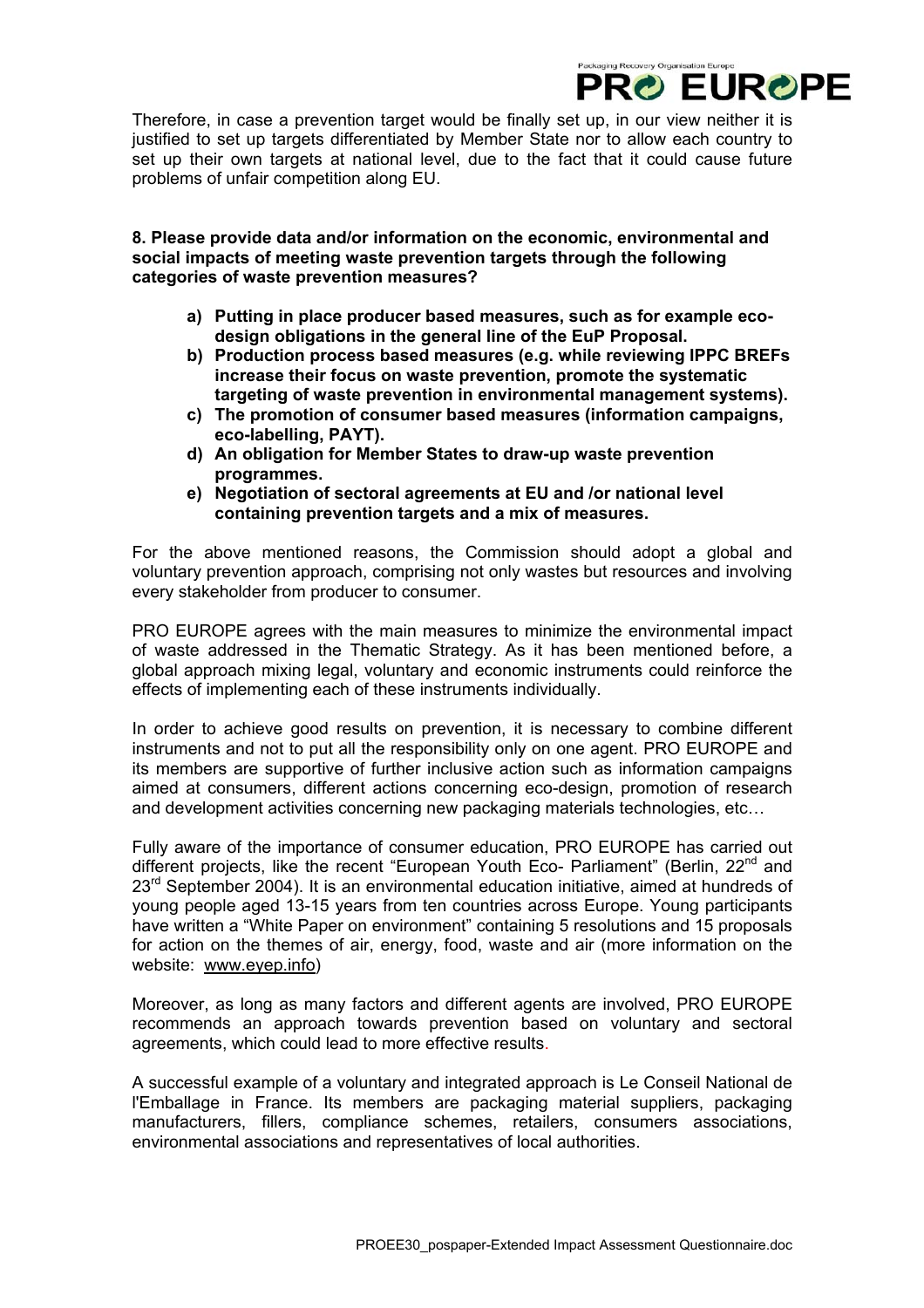Therefore, in case a prevention target would be finally set up, in our view neither it is justified to set up targets differentiated by Member State nor to allow each country to set up their own targets at national level, due to the fact that it could cause future problems of unfair competition along EU.

**8. Please provide data and/or information on the economic, environmental and social impacts of meeting waste prevention targets through the following categories of waste prevention measures?**

**a) Putting in place producer based measures, such as for example eco-design obligations in the general line of the EuP Proposal.**
**b) Production process based measures (e.g. while reviewing IPPC BREFs increase their focus on waste prevention, promote the systematic targeting of waste prevention in environmental management systems).**
**c) The promotion of consumer based measures (information campaigns, eco-labelling, PAYT).**
**d) An obligation for Member States to draw-up waste prevention programmes.**
**e) Negotiation of sectoral agreements at EU and /or national level containing prevention targets and a mix of measures.**

For the above mentioned reasons, the Commission should adopt a global and voluntary prevention approach, comprising not only wastes but resources and involving every stakeholder from producer to consumer.

PRO EUROPE agrees with the main measures to minimize the environmental impact of waste addressed in the Thematic Strategy. As it has been mentioned before, a global approach mixing legal, voluntary and economic instruments could reinforce the effects of implementing each of these instruments individually.

In order to achieve good results on prevention, it is necessary to combine different instruments and not to put all the responsibility only on one agent. PRO EUROPE and its members are supportive of further inclusive action such as information campaigns aimed at consumers, different actions concerning eco-design, promotion of research and development activities concerning new packaging materials technologies, etc…

Fully aware of the importance of consumer education, PRO EUROPE has carried out different projects, like the recent "European Youth Eco- Parliament" (Berlin, 22nd and 23rd September 2004). It is an environmental education initiative, aimed at hundreds of young people aged 13-15 years from ten countries across Europe. Young participants have written a "White Paper on environment" containing 5 resolutions and 15 proposals for action on the themes of air, energy, food, waste and air (more information on the website: www.eyep.info)

Moreover, as long as many factors and different agents are involved, PRO EUROPE recommends an approach towards prevention based on voluntary and sectoral agreements, which could lead to more effective results.

A successful example of a voluntary and integrated approach is Le Conseil National de l'Emballage in France. Its members are packaging material suppliers, packaging manufacturers, fillers, compliance schemes, retailers, consumers associations, environmental associations and representatives of local authorities.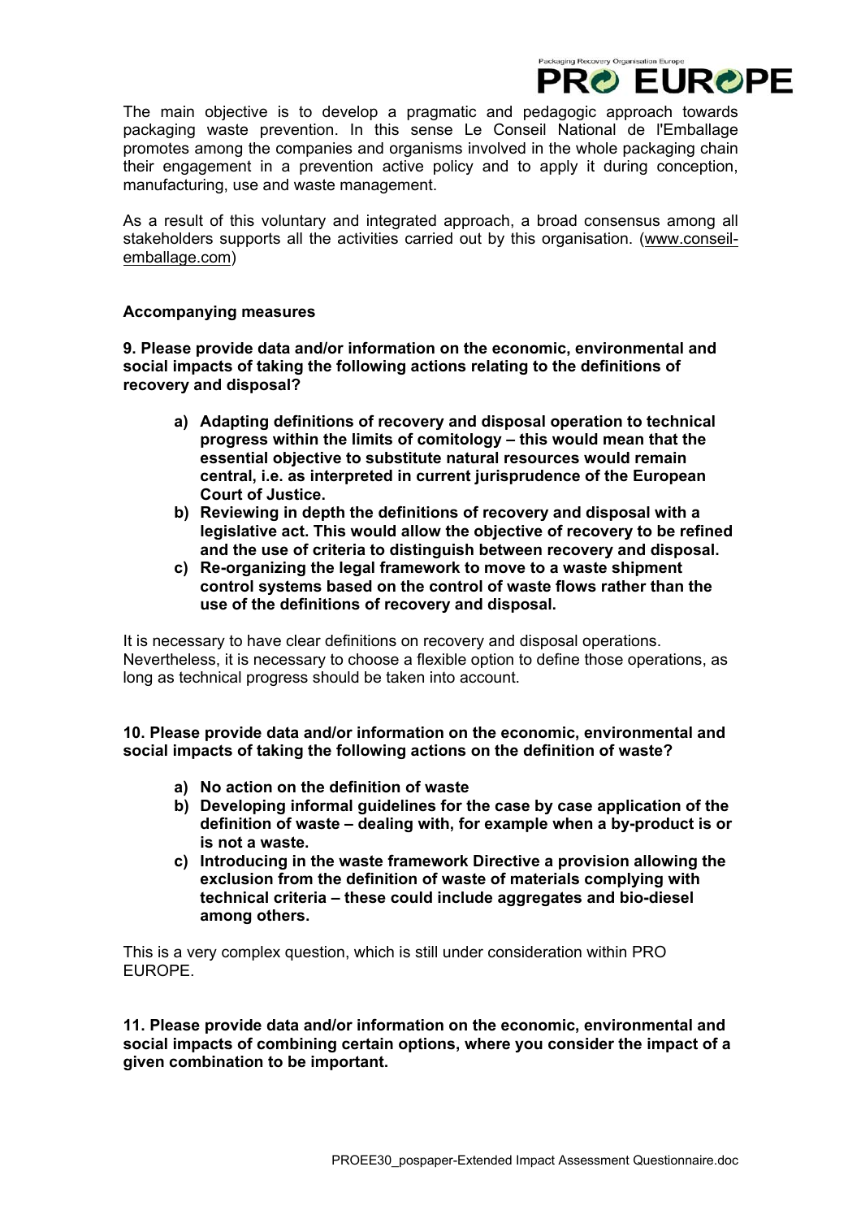The main objective is to develop a pragmatic and pedagogic approach towards packaging waste prevention. In this sense Le Conseil National de l'Emballage promotes among the companies and organisms involved in the whole packaging chain their engagement in a prevention active policy and to apply it during conception, manufacturing, use and waste management.

As a result of this voluntary and integrated approach, a broad consensus among all stakeholders supports all the activities carried out by this organisation. (www.conseil-emballage.com)

**Accompanying measures**

**9. Please provide data and/or information on the economic, environmental and social impacts of taking the following actions relating to the definitions of recovery and disposal?**

- **a) Adapting definitions of recovery and disposal operation to technical progress within the limits of comitology – this would mean that the essential objective to substitute natural resources would remain central, i.e. as interpreted in current jurisprudence of the European Court of Justice.**
- **b) Reviewing in depth the definitions of recovery and disposal with a legislative act. This would allow the objective of recovery to be refined and the use of criteria to distinguish between recovery and disposal.**
- **c) Re-organizing the legal framework to move to a waste shipment control systems based on the control of waste flows rather than the use of the definitions of recovery and disposal.**

It is necessary to have clear definitions on recovery and disposal operations. Nevertheless, it is necessary to choose a flexible option to define those operations, as long as technical progress should be taken into account.

**10. Please provide data and/or information on the economic, environmental and social impacts of taking the following actions on the definition of waste?**

- **a) No action on the definition of waste**
- **b) Developing informal guidelines for the case by case application of the definition of waste – dealing with, for example when a by-product is or is not a waste.**
- **c) Introducing in the waste framework Directive a provision allowing the exclusion from the definition of waste of materials complying with technical criteria – these could include aggregates and bio-diesel among others.**

This is a very complex question, which is still under consideration within PRO EUROPE.

**11. Please provide data and/or information on the economic, environmental and social impacts of combining certain options, where you consider the impact of a given combination to be important.**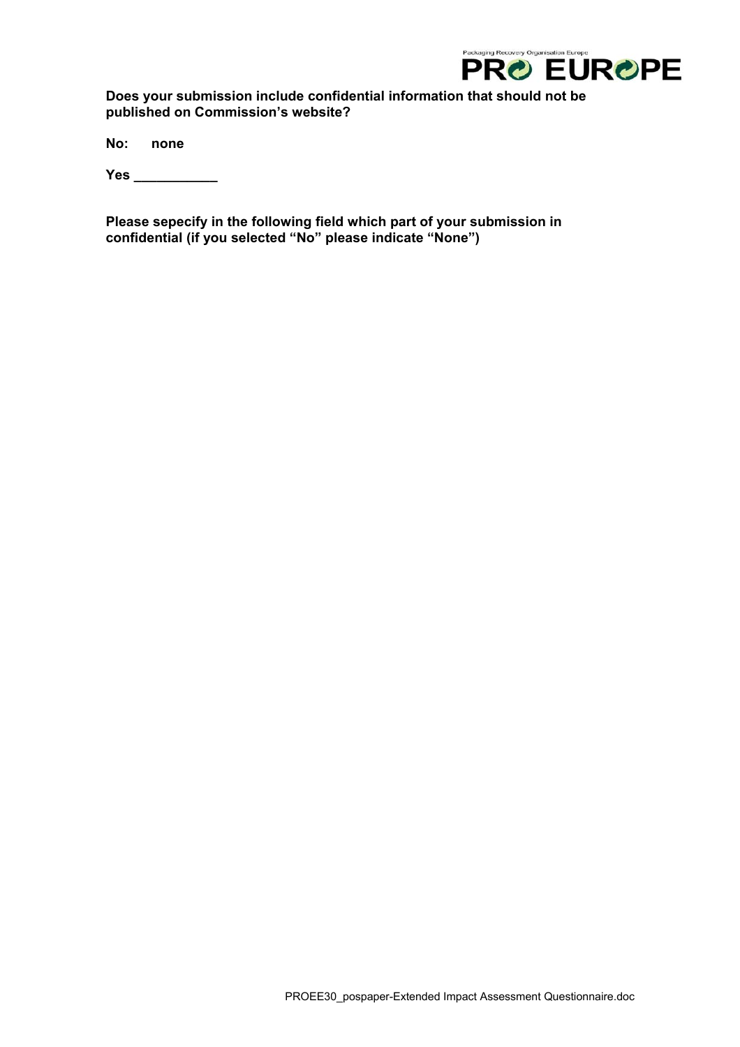**Does your submission include confidential information that should not be published on Commission's website?**

**No: none**

**Yes ___________**

**Please sepecify in the following field which part of your submission in confidential (if you selected "No" please indicate "None")**